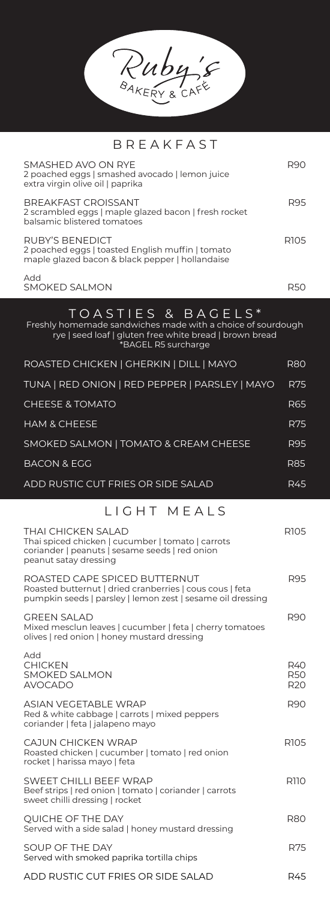# Ruby's Bakery & Café

## BREAKFAST

**SMASHED AVO ON RYE** — R90
2 poached eggs | smashed avocado | lemon juice
extra virgin olive oil | paprika

**BREAKFAST CROISSANT** — R95
2 scrambled eggs | maple glazed bacon | fresh rocket
balsamic blistered tomatoes

**RUBY'S BENEDICT** — R105
2 poached eggs | toasted English muffin | tomato
maple glazed bacon & black pepper | hollandaise

Add
**SMOKED SALMON** — R50

## TOASTIES & BAGELS*

Freshly homemade sandwiches made with a choice of sourdough
rye | seed loaf | gluten free white bread | brown bread
*BAGEL R5 surcharge

| Item | Price |
|---|---|
| ROASTED CHICKEN \| GHERKIN \| DILL \| MAYO | R80 |
| TUNA \| RED ONION \| RED PEPPER \| PARSLEY \| MAYO | R75 |
| CHEESE & TOMATO | R65 |
| HAM & CHEESE | R75 |
| SMOKED SALMON \| TOMATO & CREAM CHEESE | R95 |
| BACON & EGG | R85 |
| ADD RUSTIC CUT FRIES OR SIDE SALAD | R45 |

## LIGHT MEALS

**THAI CHICKEN SALAD** — R105
Thai spiced chicken | cucumber | tomato | carrots
coriander | peanuts | sesame seeds | red onion
peanut satay dressing

**ROASTED CAPE SPICED BUTTERNUT** — R95
Roasted butternut | dried cranberries | cous cous | feta
pumpkin seeds | parsley | lemon zest | sesame oil dressing

**GREEN SALAD** — R90
Mixed mesclun leaves | cucumber | feta | cherry tomatoes
olives | red onion | honey mustard dressing

Add
- **CHICKEN** — R40
- **SMOKED SALMON** — R50
- **AVOCADO** — R20

**ASIAN VEGETABLE WRAP** — R90
Red & white cabbage | carrots | mixed peppers
coriander | feta | jalapeno mayo

**CAJUN CHICKEN WRAP** — R105
Roasted chicken | cucumber | tomato | red onion
rocket | harissa mayo | feta

**SWEET CHILLI BEEF WRAP** — R110
Beef strips | red onion | tomato | coriander | carrots
sweet chilli dressing | rocket

**QUICHE OF THE DAY** — R80
Served with a side salad | honey mustard dressing

**SOUP OF THE DAY** — R75
Served with smoked paprika tortilla chips

**ADD RUSTIC CUT FRIES OR SIDE SALAD** — R45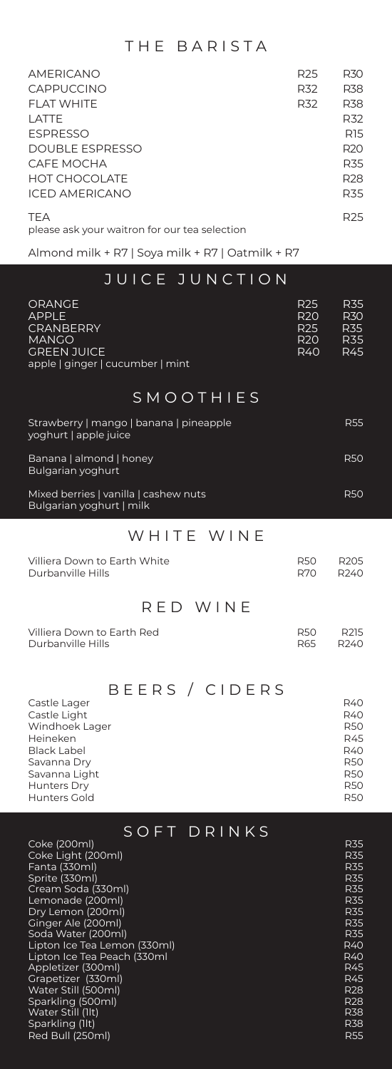# THE BARISTA

| | | |
|---|---|---|
| AMERICANO | R25 | R30 |
| CAPPUCCINO | R32 | R38 |
| FLAT WHITE | R32 | R38 |
| LATTE | | R32 |
| ESPRESSO | | R15 |
| DOUBLE ESPRESSO | | R20 |
| CAFE MOCHA | | R35 |
| HOT CHOCOLATE | | R28 |
| ICED AMERICANO | | R35 |
| TEA<br>please ask your waitron for our tea selection | | R25 |

Almond milk + R7 | Soya milk + R7 | Oatmilk + R7

# JUICE JUNCTION

| | | |
|---|---|---|
| ORANGE | R25 | R35 |
| APPLE | R20 | R30 |
| CRANBERRY | R25 | R35 |
| MANGO | R20 | R35 |
| GREEN JUICE<br>apple \| ginger \| cucumber \| mint | R40 | R45 |

# SMOOTHIES

| | |
|---|---|
| Strawberry \| mango \| banana \| pineapple<br>yoghurt \| apple juice | R55 |
| Banana \| almond \| honey<br>Bulgarian yoghurt | R50 |
| Mixed berries \| vanilla \| cashew nuts<br>Bulgarian yoghurt \| milk | R50 |

# WHITE WINE

| | | |
|---|---|---|
| Villiera Down to Earth White | R50 | R205 |
| Durbanville Hills | R70 | R240 |

# RED WINE

| | | |
|---|---|---|
| Villiera Down to Earth Red | R50 | R215 |
| Durbanville Hills | R65 | R240 |

# BEERS / CIDERS

| | |
|---|---|
| Castle Lager | R40 |
| Castle Light | R40 |
| Windhoek Lager | R50 |
| Heineken | R45 |
| Black Label | R40 |
| Savanna Dry | R50 |
| Savanna Light | R50 |
| Hunters Dry | R50 |
| Hunters Gold | R50 |

# SOFT DRINKS

| | |
|---|---|
| Coke (200ml) | R35 |
| Coke Light (200ml) | R35 |
| Fanta (330ml) | R35 |
| Sprite (330ml) | R35 |
| Cream Soda (330ml) | R35 |
| Lemonade (200ml) | R35 |
| Dry Lemon (200ml) | R35 |
| Ginger Ale (200ml) | R35 |
| Soda Water (200ml) | R35 |
| Lipton Ice Tea Lemon (330ml) | R40 |
| Lipton Ice Tea Peach (330ml | R40 |
| Appletizer (300ml) | R45 |
| Grapetizer (330ml) | R45 |
| Water Still (500ml) | R28 |
| Sparkling (500ml) | R28 |
| Water Still (1lt) | R38 |
| Sparkling (1lt) | R38 |
| Red Bull (250ml) | R55 |